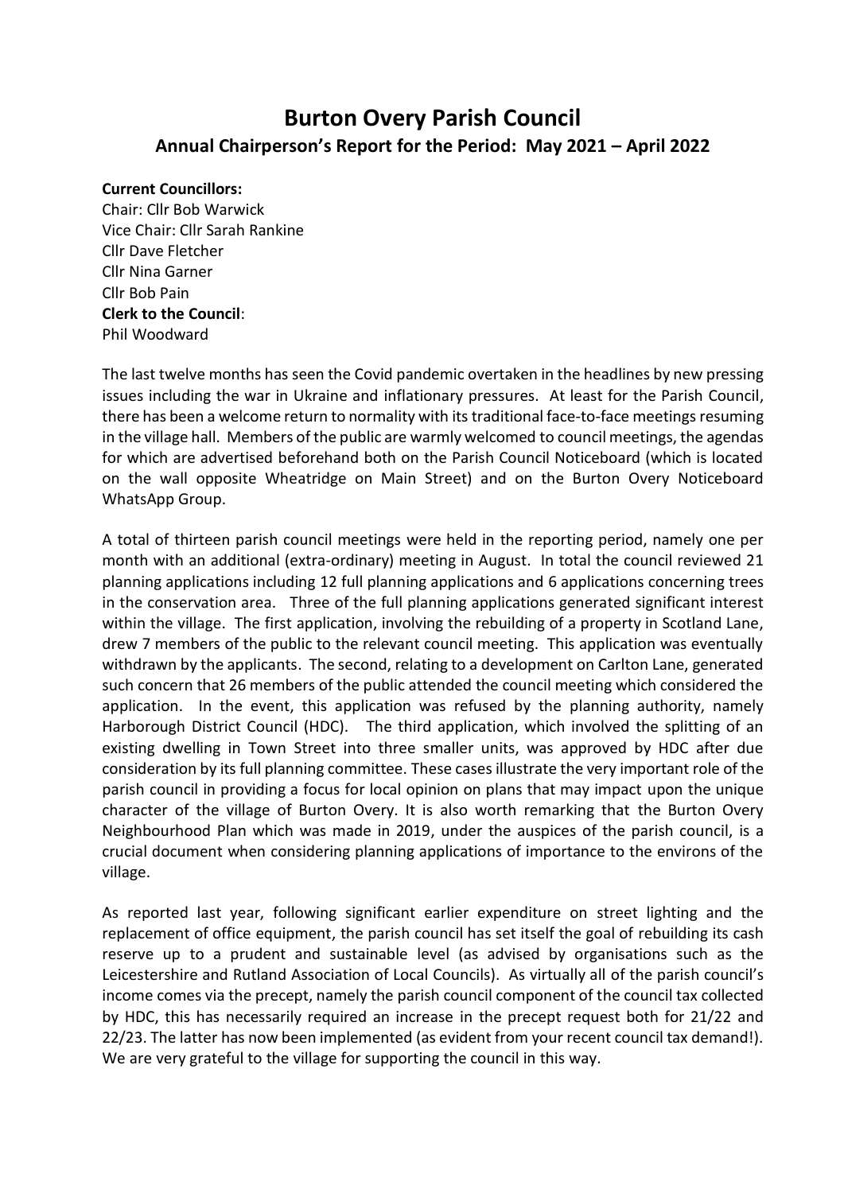# Burton Overy Parish Council

## Annual Chairperson's Report for the Period: May 2021 – April 2022

**Current Councillors:**
Chair: Cllr Bob Warwick
Vice Chair: Cllr Sarah Rankine
Cllr Dave Fletcher
Cllr Nina Garner
Cllr Bob Pain
**Clerk to the Council**:
Phil Woodward

The last twelve months has seen the Covid pandemic overtaken in the headlines by new pressing issues including the war in Ukraine and inflationary pressures. At least for the Parish Council, there has been a welcome return to normality with its traditional face-to-face meetings resuming in the village hall. Members of the public are warmly welcomed to council meetings, the agendas for which are advertised beforehand both on the Parish Council Noticeboard (which is located on the wall opposite Wheatridge on Main Street) and on the Burton Overy Noticeboard WhatsApp Group.

A total of thirteen parish council meetings were held in the reporting period, namely one per month with an additional (extra-ordinary) meeting in August. In total the council reviewed 21 planning applications including 12 full planning applications and 6 applications concerning trees in the conservation area. Three of the full planning applications generated significant interest within the village. The first application, involving the rebuilding of a property in Scotland Lane, drew 7 members of the public to the relevant council meeting. This application was eventually withdrawn by the applicants. The second, relating to a development on Carlton Lane, generated such concern that 26 members of the public attended the council meeting which considered the application. In the event, this application was refused by the planning authority, namely Harborough District Council (HDC). The third application, which involved the splitting of an existing dwelling in Town Street into three smaller units, was approved by HDC after due consideration by its full planning committee. These cases illustrate the very important role of the parish council in providing a focus for local opinion on plans that may impact upon the unique character of the village of Burton Overy. It is also worth remarking that the Burton Overy Neighbourhood Plan which was made in 2019, under the auspices of the parish council, is a crucial document when considering planning applications of importance to the environs of the village.

As reported last year, following significant earlier expenditure on street lighting and the replacement of office equipment, the parish council has set itself the goal of rebuilding its cash reserve up to a prudent and sustainable level (as advised by organisations such as the Leicestershire and Rutland Association of Local Councils). As virtually all of the parish council's income comes via the precept, namely the parish council component of the council tax collected by HDC, this has necessarily required an increase in the precept request both for 21/22 and 22/23. The latter has now been implemented (as evident from your recent council tax demand!). We are very grateful to the village for supporting the council in this way.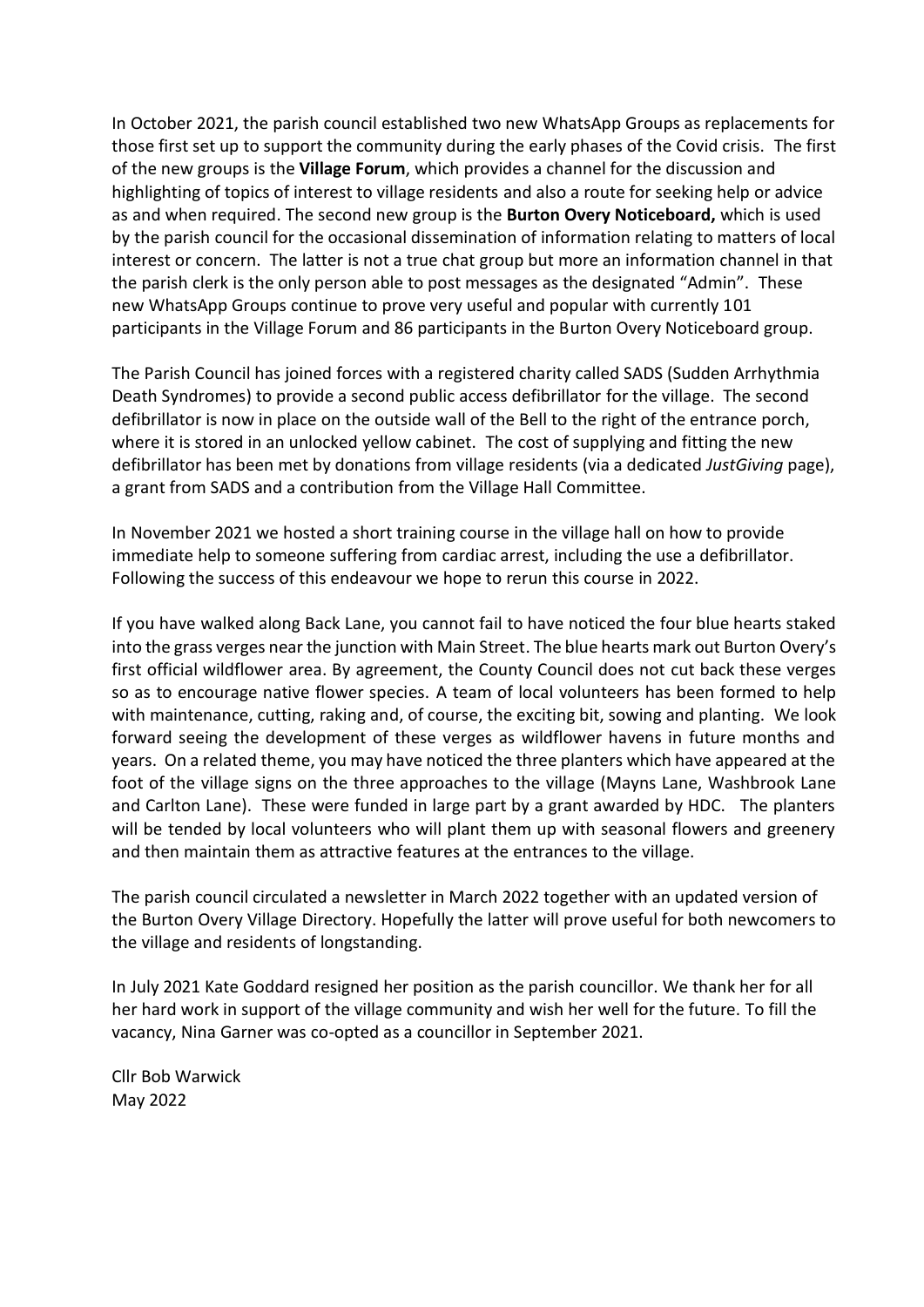In October 2021, the parish council established two new WhatsApp Groups as replacements for those first set up to support the community during the early phases of the Covid crisis. The first of the new groups is the **Village Forum**, which provides a channel for the discussion and highlighting of topics of interest to village residents and also a route for seeking help or advice as and when required. The second new group is the **Burton Overy Noticeboard,** which is used by the parish council for the occasional dissemination of information relating to matters of local interest or concern. The latter is not a true chat group but more an information channel in that the parish clerk is the only person able to post messages as the designated "Admin". These new WhatsApp Groups continue to prove very useful and popular with currently 101 participants in the Village Forum and 86 participants in the Burton Overy Noticeboard group.

The Parish Council has joined forces with a registered charity called SADS (Sudden Arrhythmia Death Syndromes) to provide a second public access defibrillator for the village. The second defibrillator is now in place on the outside wall of the Bell to the right of the entrance porch, where it is stored in an unlocked yellow cabinet. The cost of supplying and fitting the new defibrillator has been met by donations from village residents (via a dedicated *JustGiving* page), a grant from SADS and a contribution from the Village Hall Committee.

In November 2021 we hosted a short training course in the village hall on how to provide immediate help to someone suffering from cardiac arrest, including the use a defibrillator. Following the success of this endeavour we hope to rerun this course in 2022.

If you have walked along Back Lane, you cannot fail to have noticed the four blue hearts staked into the grass verges near the junction with Main Street. The blue hearts mark out Burton Overy's first official wildflower area. By agreement, the County Council does not cut back these verges so as to encourage native flower species. A team of local volunteers has been formed to help with maintenance, cutting, raking and, of course, the exciting bit, sowing and planting. We look forward seeing the development of these verges as wildflower havens in future months and years. On a related theme, you may have noticed the three planters which have appeared at the foot of the village signs on the three approaches to the village (Mayns Lane, Washbrook Lane and Carlton Lane). These were funded in large part by a grant awarded by HDC. The planters will be tended by local volunteers who will plant them up with seasonal flowers and greenery and then maintain them as attractive features at the entrances to the village.

The parish council circulated a newsletter in March 2022 together with an updated version of the Burton Overy Village Directory. Hopefully the latter will prove useful for both newcomers to the village and residents of longstanding.

In July 2021 Kate Goddard resigned her position as the parish councillor. We thank her for all her hard work in support of the village community and wish her well for the future. To fill the vacancy, Nina Garner was co-opted as a councillor in September 2021.

Cllr Bob Warwick
May 2022